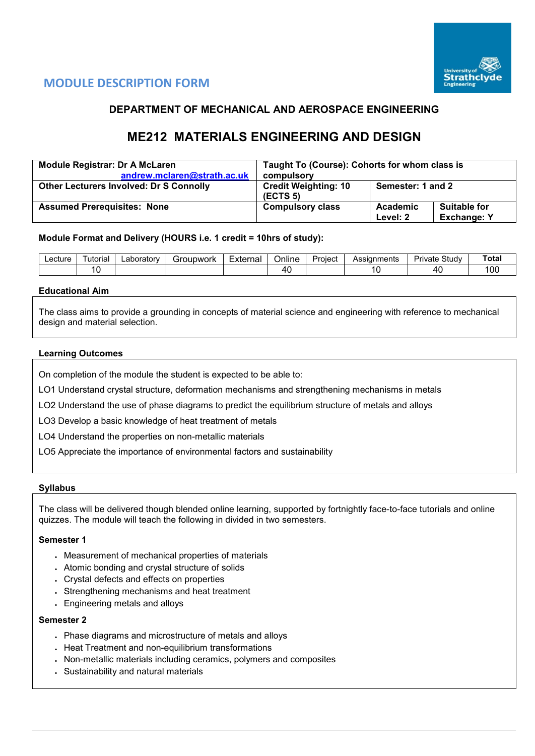# MODULE DESCRIPTION FORM

## DEPARTMENT OF MECHANICAL AND AEROSPACE ENGINEERING

## ME212 MATERIALS ENGINEERING AND DESIGN

| **Module Registrar: Dr A McLaren** andrew.mclaren@strath.ac.uk | **Taught To (Course): Cohorts for whom class is compulsory** | | |
|---|---|---|---|
| **Other Lecturers Involved: Dr S Connolly** | **Credit Weighting: 10 (ECTS 5)** | **Semester: 1 and 2** | |
| **Assumed Prerequisites: None** | **Compulsory class** | **Academic Level: 2** | **Suitable for Exchange: Y** |

**Module Format and Delivery (HOURS i.e. 1 credit = 10hrs of study):**

| Lecture | Tutorial | Laboratory | Groupwork | External | Online | Project | Assignments | Private Study | **Total** |
|---|---|---|---|---|---|---|---|---|---|
| | 10 | | | | 40 | | 10 | 40 | 100 |

**Educational Aim**

The class aims to provide a grounding in concepts of material science and engineering with reference to mechanical design and material selection.

**Learning Outcomes**

On completion of the module the student is expected to be able to:

LO1 Understand crystal structure, deformation mechanisms and strengthening mechanisms in metals

LO2 Understand the use of phase diagrams to predict the equilibrium structure of metals and alloys

LO3 Develop a basic knowledge of heat treatment of metals

LO4 Understand the properties on non-metallic materials

LO5 Appreciate the importance of environmental factors and sustainability

**Syllabus**

The class will be delivered though blended online learning, supported by fortnightly face-to-face tutorials and online quizzes. The module will teach the following in divided in two semesters.

**Semester 1**

- Measurement of mechanical properties of materials
- Atomic bonding and crystal structure of solids
- Crystal defects and effects on properties
- Strengthening mechanisms and heat treatment
- Engineering metals and alloys

**Semester 2**

- Phase diagrams and microstructure of metals and alloys
- Heat Treatment and non-equilibrium transformations
- Non-metallic materials including ceramics, polymers and composites
- Sustainability and natural materials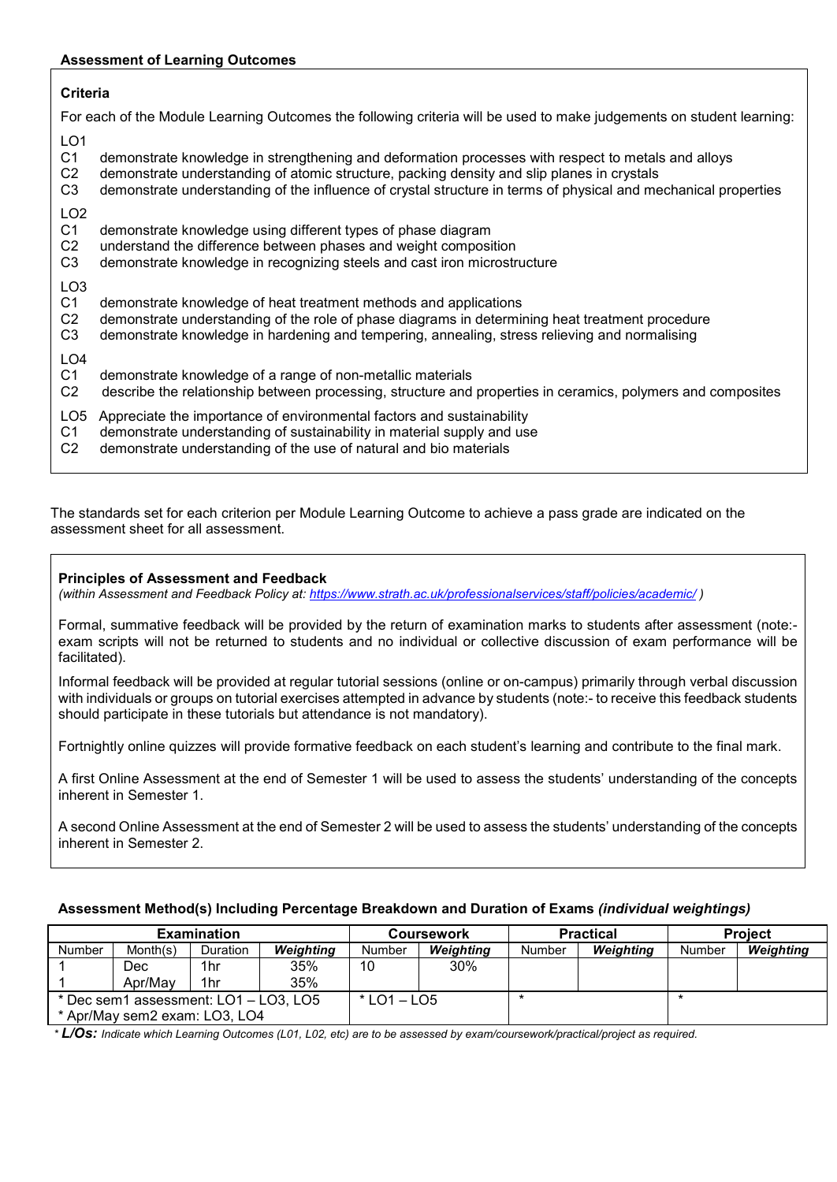**Assessment of Learning Outcomes**

**Criteria**

For each of the Module Learning Outcomes the following criteria will be used to make judgements on student learning:

LO1
C1 demonstrate knowledge in strengthening and deformation processes with respect to metals and alloys
C2 demonstrate understanding of atomic structure, packing density and slip planes in crystals
C3 demonstrate understanding of the influence of crystal structure in terms of physical and mechanical properties

LO2
C1 demonstrate knowledge using different types of phase diagram
C2 understand the difference between phases and weight composition
C3 demonstrate knowledge in recognizing steels and cast iron microstructure

LO3
C1 demonstrate knowledge of heat treatment methods and applications
C2 demonstrate understanding of the role of phase diagrams in determining heat treatment procedure
C3 demonstrate knowledge in hardening and tempering, annealing, stress relieving and normalising

LO4
C1 demonstrate knowledge of a range of non-metallic materials
C2 describe the relationship between processing, structure and properties in ceramics, polymers and composites

LO5 Appreciate the importance of environmental factors and sustainability
C1 demonstrate understanding of sustainability in material supply and use
C2 demonstrate understanding of the use of natural and bio materials

The standards set for each criterion per Module Learning Outcome to achieve a pass grade are indicated on the assessment sheet for all assessment.

**Principles of Assessment and Feedback**
*(within Assessment and Feedback Policy at: https://www.strath.ac.uk/professionalservices/staff/policies/academic/ )*

Formal, summative feedback will be provided by the return of examination marks to students after assessment (note:- exam scripts will not be returned to students and no individual or collective discussion of exam performance will be facilitated).

Informal feedback will be provided at regular tutorial sessions (online or on-campus) primarily through verbal discussion with individuals or groups on tutorial exercises attempted in advance by students (note:- to receive this feedback students should participate in these tutorials but attendance is not mandatory).

Fortnightly online quizzes will provide formative feedback on each student's learning and contribute to the final mark.

A first Online Assessment at the end of Semester 1 will be used to assess the students' understanding of the concepts inherent in Semester 1.

A second Online Assessment at the end of Semester 2 will be used to assess the students' understanding of the concepts inherent in Semester 2.

**Assessment Method(s) Including Percentage Breakdown and Duration of Exams *(individual weightings)***

| Examination | | | | Coursework | | Practical | | Project | |
|---|---|---|---|---|---|---|---|---|---|
| Number | Month(s) | Duration | ***Weighting*** | Number | ***Weighting*** | Number | ***Weighting*** | Number | ***Weighting*** |
| 1 | Dec | 1hr | 35% | 10 | 30% | | | | |
| 1 | Apr/May | 1hr | 35% | | | | | | |
| * Dec sem1 assessment: LO1 – LO3, LO5<br>* Apr/May sem2 exam: LO3, LO4 | | | | * LO1 – LO5 | | * | | * | |

* ***L/Os:*** *Indicate which Learning Outcomes (L01, L02, etc) are to be assessed by exam/coursework/practical/project as required.*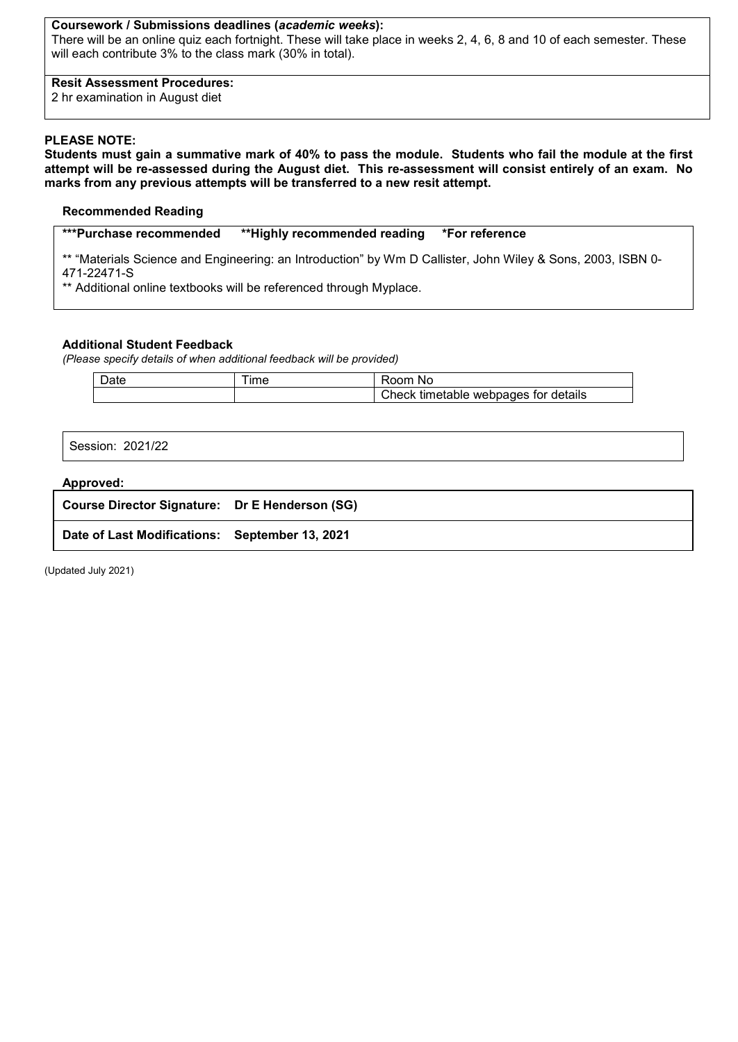**Coursework / Submissions deadlines (*academic weeks*):**
There will be an online quiz each fortnight. These will take place in weeks 2, 4, 6, 8 and 10 of each semester. These will each contribute 3% to the class mark (30% in total).

**Resit Assessment Procedures:**
2 hr examination in August diet

**PLEASE NOTE:**
**Students must gain a summative mark of 40% to pass the module. Students who fail the module at the first attempt will be re-assessed during the August diet. This re-assessment will consist entirely of an exam. No marks from any previous attempts will be transferred to a new resit attempt.**

**Recommended Reading**

**\*\*\*Purchase recommended \*\*Highly recommended reading \*For reference**

** "Materials Science and Engineering: an Introduction" by Wm D Callister, John Wiley & Sons, 2003, ISBN 0-471-22471-S
** Additional online textbooks will be referenced through Myplace.

**Additional Student Feedback**
*(Please specify details of when additional feedback will be provided)*

| Date | Time | Room No |
|---|---|---|
| | | Check timetable webpages for details |

Session: 2021/22

**Approved:**

**Course Director Signature: Dr E Henderson (SG)**

**Date of Last Modifications: September 13, 2021**

(Updated July 2021)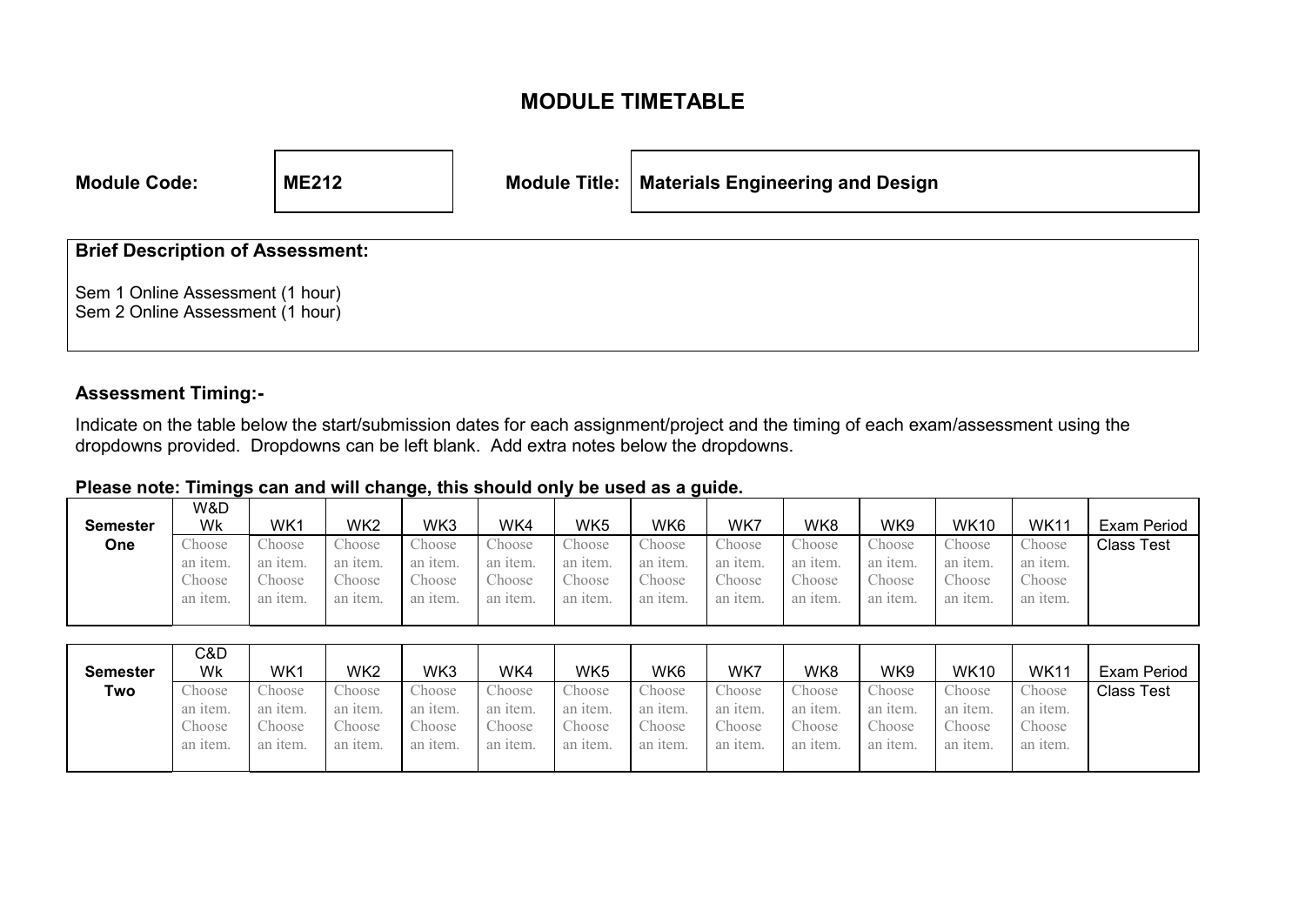# MODULE TIMETABLE

**Module Code:** **ME212**

**Module Title:** **Materials Engineering and Design**

**Brief Description of Assessment:**

Sem 1 Online Assessment (1 hour)
Sem 2 Online Assessment (1 hour)

**Assessment Timing:-**

Indicate on the table below the start/submission dates for each assignment/project and the timing of each exam/assessment using the dropdowns provided. Dropdowns can be left blank. Add extra notes below the dropdowns.

**Please note: Timings can and will change, this should only be used as a guide.**

| Semester | W&D Wk | WK1 | WK2 | WK3 | WK4 | WK5 | WK6 | WK7 | WK8 | WK9 | WK10 | WK11 | Exam Period |
|---|---|---|---|---|---|---|---|---|---|---|---|---|---|
| **One** | Choose an item. Choose an item. | Choose an item. Choose an item. | Choose an item. Choose an item. | Choose an item. Choose an item. | Choose an item. Choose an item. | Choose an item. Choose an item. | Choose an item. Choose an item. | Choose an item. Choose an item. | Choose an item. Choose an item. | Choose an item. Choose an item. | Choose an item. Choose an item. | Choose an item. Choose an item. | Class Test |

| Semester | C&D Wk | WK1 | WK2 | WK3 | WK4 | WK5 | WK6 | WK7 | WK8 | WK9 | WK10 | WK11 | Exam Period |
|---|---|---|---|---|---|---|---|---|---|---|---|---|---|
| **Two** | Choose an item. Choose an item. | Choose an item. Choose an item. | Choose an item. Choose an item. | Choose an item. Choose an item. | Choose an item. Choose an item. | Choose an item. Choose an item. | Choose an item. Choose an item. | Choose an item. Choose an item. | Choose an item. Choose an item. | Choose an item. Choose an item. | Choose an item. Choose an item. | Choose an item. Choose an item. | Class Test |